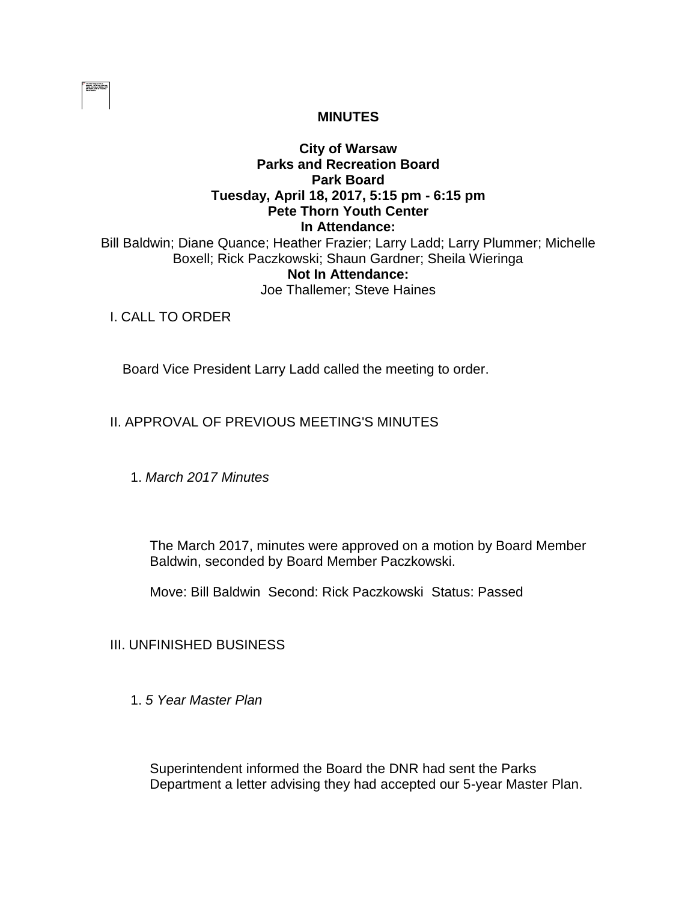# MINUTES

## City of Warsaw
## Parks and Recreation Board
## Park Board
## Tuesday, April 18, 2017, 5:15 pm - 6:15 pm
## Pete Thorn Youth Center

**In Attendance:**

Bill Baldwin; Diane Quance; Heather Frazier; Larry Ladd; Larry Plummer; Michelle Boxell; Rick Paczkowski; Shaun Gardner; Sheila Wieringa

**Not In Attendance:**

Joe Thallemer; Steve Haines

I. CALL TO ORDER

Board Vice President Larry Ladd called the meeting to order.

II. APPROVAL OF PREVIOUS MEETING'S MINUTES

1. *March 2017 Minutes*

The March 2017, minutes were approved on a motion by Board Member Baldwin, seconded by Board Member Paczkowski.

Move: Bill Baldwin  Second: Rick Paczkowski  Status: Passed

III. UNFINISHED BUSINESS

1. *5 Year Master Plan*

Superintendent informed the Board the DNR had sent the Parks Department a letter advising they had accepted our 5-year Master Plan.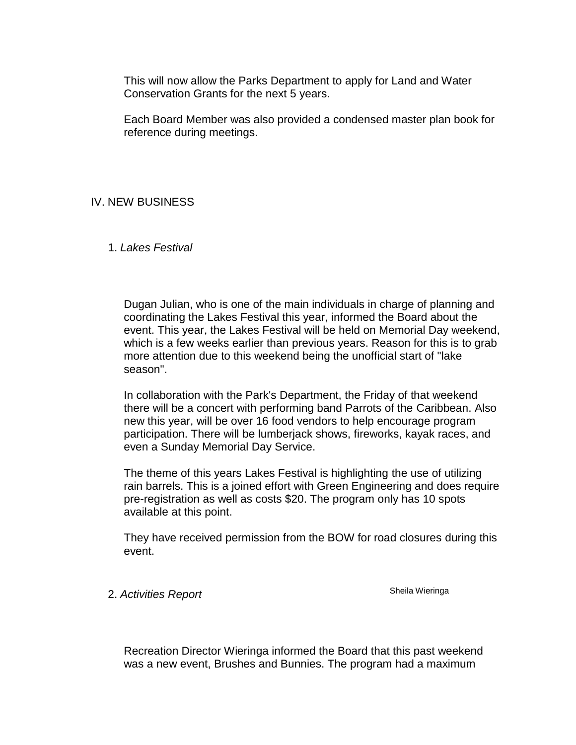This will now allow the Parks Department to apply for Land and Water Conservation Grants for the next 5 years.

Each Board Member was also provided a condensed master plan book for reference during meetings.

## IV. NEW BUSINESS

### 1. *Lakes Festival*

Dugan Julian, who is one of the main individuals in charge of planning and coordinating the Lakes Festival this year, informed the Board about the event. This year, the Lakes Festival will be held on Memorial Day weekend, which is a few weeks earlier than previous years. Reason for this is to grab more attention due to this weekend being the unofficial start of "lake season".

In collaboration with the Park's Department, the Friday of that weekend there will be a concert with performing band Parrots of the Caribbean. Also new this year, will be over 16 food vendors to help encourage program participation. There will be lumberjack shows, fireworks, kayak races, and even a Sunday Memorial Day Service.

The theme of this years Lakes Festival is highlighting the use of utilizing rain barrels. This is a joined effort with Green Engineering and does require pre-registration as well as costs $20. The program only has 10 spots available at this point.

They have received permission from the BOW for road closures during this event.

### 2. *Activities Report*

Sheila Wieringa

Recreation Director Wieringa informed the Board that this past weekend was a new event, Brushes and Bunnies. The program had a maximum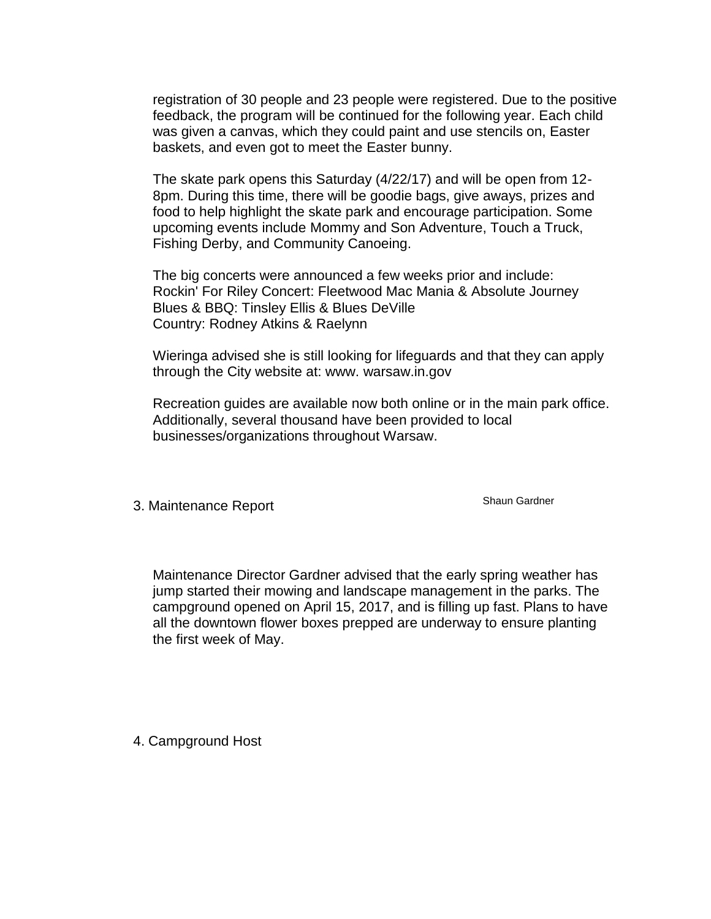registration of 30 people and 23 people were registered. Due to the positive feedback, the program will be continued for the following year. Each child was given a canvas, which they could paint and use stencils on, Easter baskets, and even got to meet the Easter bunny.

The skate park opens this Saturday (4/22/17) and will be open from 12-8pm. During this time, there will be goodie bags, give aways, prizes and food to help highlight the skate park and encourage participation. Some upcoming events include Mommy and Son Adventure, Touch a Truck, Fishing Derby, and Community Canoeing.

The big concerts were announced a few weeks prior and include:
Rockin' For Riley Concert: Fleetwood Mac Mania & Absolute Journey
Blues & BBQ: Tinsley Ellis & Blues DeVille
Country: Rodney Atkins & Raelynn

Wieringa advised she is still looking for lifeguards and that they can apply through the City website at: www. warsaw.in.gov

Recreation guides are available now both online or in the main park office. Additionally, several thousand have been provided to local businesses/organizations throughout Warsaw.

3. Maintenance Report

Shaun Gardner

Maintenance Director Gardner advised that the early spring weather has jump started their mowing and landscape management in the parks. The campground opened on April 15, 2017, and is filling up fast. Plans to have all the downtown flower boxes prepped are underway to ensure planting the first week of May.

4. Campground Host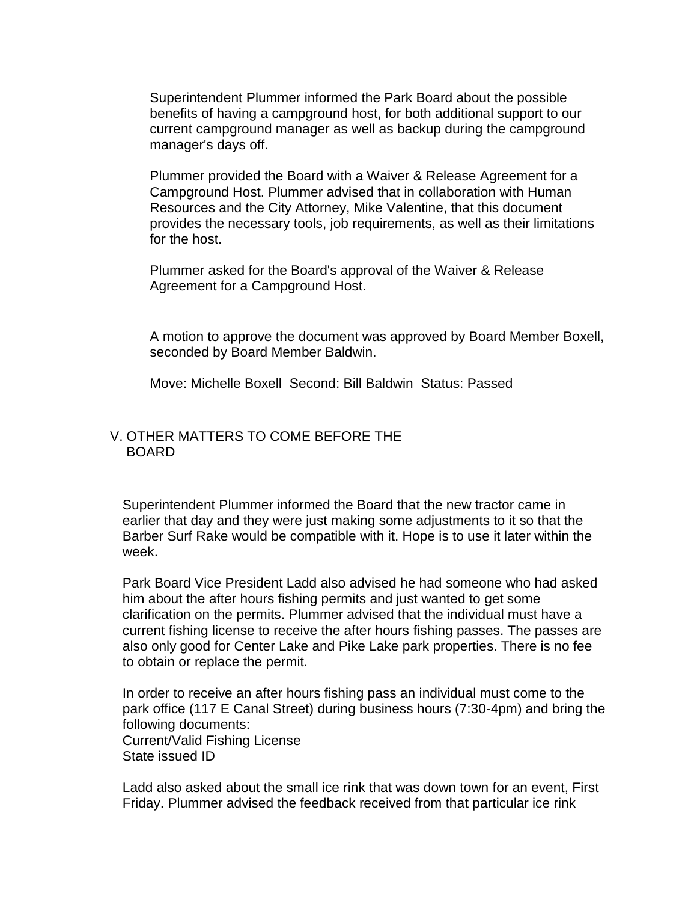Superintendent Plummer informed the Park Board about the possible benefits of having a campground host, for both additional support to our current campground manager as well as backup during the campground manager's days off.

Plummer provided the Board with a Waiver & Release Agreement for a Campground Host. Plummer advised that in collaboration with Human Resources and the City Attorney, Mike Valentine, that this document provides the necessary tools, job requirements, as well as their limitations for the host.

Plummer asked for the Board's approval of the Waiver & Release Agreement for a Campground Host.

A motion to approve the document was approved by Board Member Boxell, seconded by Board Member Baldwin.

Move: Michelle Boxell Second: Bill Baldwin Status: Passed

## V. OTHER MATTERS TO COME BEFORE THE BOARD

Superintendent Plummer informed the Board that the new tractor came in earlier that day and they were just making some adjustments to it so that the Barber Surf Rake would be compatible with it. Hope is to use it later within the week.

Park Board Vice President Ladd also advised he had someone who had asked him about the after hours fishing permits and just wanted to get some clarification on the permits. Plummer advised that the individual must have a current fishing license to receive the after hours fishing passes. The passes are also only good for Center Lake and Pike Lake park properties. There is no fee to obtain or replace the permit.

In order to receive an after hours fishing pass an individual must come to the park office (117 E Canal Street) during business hours (7:30-4pm) and bring the following documents:
Current/Valid Fishing License
State issued ID

Ladd also asked about the small ice rink that was down town for an event, First Friday. Plummer advised the feedback received from that particular ice rink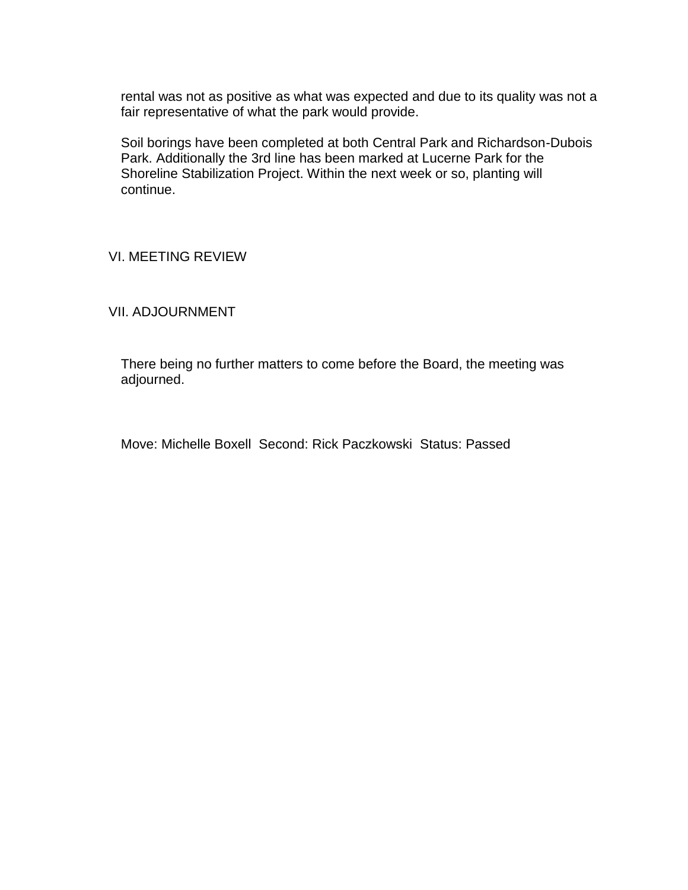rental was not as positive as what was expected and due to its quality was not a fair representative of what the park would provide.

Soil borings have been completed at both Central Park and Richardson-Dubois Park. Additionally the 3rd line has been marked at Lucerne Park for the Shoreline Stabilization Project. Within the next week or so, planting will continue.

## VI. MEETING REVIEW

## VII. ADJOURNMENT

There being no further matters to come before the Board, the meeting was adjourned.

Move: Michelle Boxell  Second: Rick Paczkowski  Status: Passed